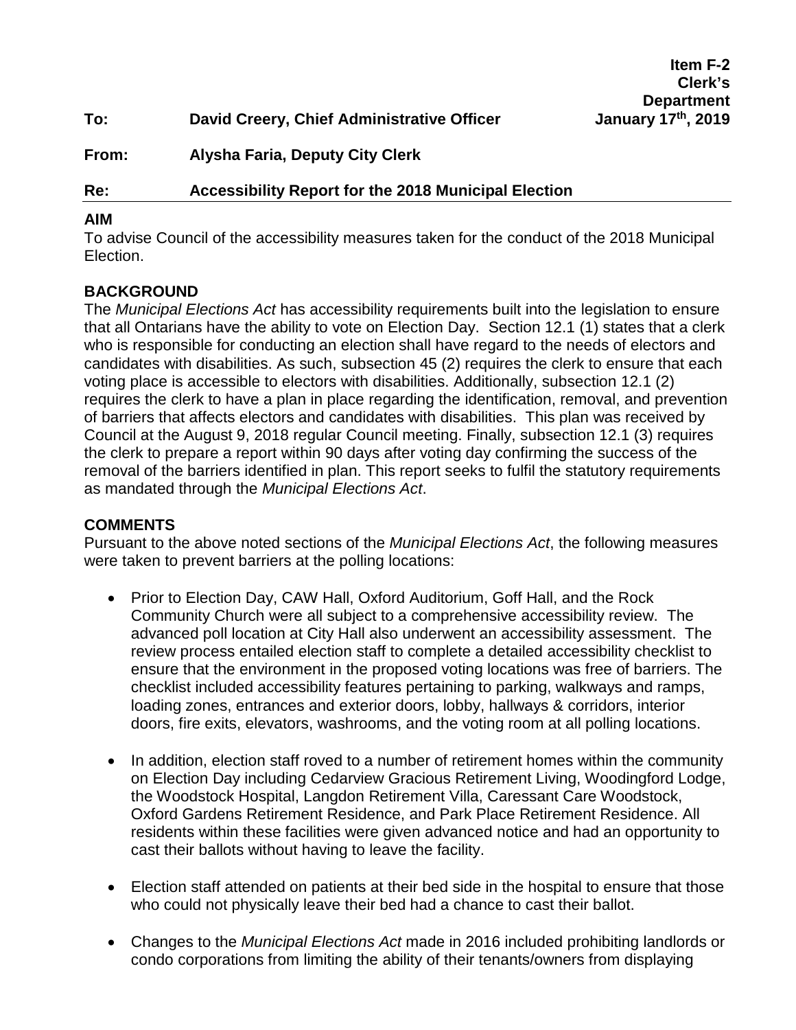**Item F-2**
**Clerk's Department**
**January 17th, 2019**

**To:** **David Creery, Chief Administrative Officer**

**From:** **Alysha Faria, Deputy City Clerk**

**Re:** **Accessibility Report for the 2018 Municipal Election**

## AIM

To advise Council of the accessibility measures taken for the conduct of the 2018 Municipal Election.

## BACKGROUND

The *Municipal Elections Act* has accessibility requirements built into the legislation to ensure that all Ontarians have the ability to vote on Election Day. Section 12.1 (1) states that a clerk who is responsible for conducting an election shall have regard to the needs of electors and candidates with disabilities. As such, subsection 45 (2) requires the clerk to ensure that each voting place is accessible to electors with disabilities. Additionally, subsection 12.1 (2) requires the clerk to have a plan in place regarding the identification, removal, and prevention of barriers that affects electors and candidates with disabilities. This plan was received by Council at the August 9, 2018 regular Council meeting. Finally, subsection 12.1 (3) requires the clerk to prepare a report within 90 days after voting day confirming the success of the removal of the barriers identified in plan. This report seeks to fulfil the statutory requirements as mandated through the *Municipal Elections Act*.

## COMMENTS

Pursuant to the above noted sections of the *Municipal Elections Act*, the following measures were taken to prevent barriers at the polling locations:

- Prior to Election Day, CAW Hall, Oxford Auditorium, Goff Hall, and the Rock Community Church were all subject to a comprehensive accessibility review. The advanced poll location at City Hall also underwent an accessibility assessment. The review process entailed election staff to complete a detailed accessibility checklist to ensure that the environment in the proposed voting locations was free of barriers. The checklist included accessibility features pertaining to parking, walkways and ramps, loading zones, entrances and exterior doors, lobby, hallways & corridors, interior doors, fire exits, elevators, washrooms, and the voting room at all polling locations.

- In addition, election staff roved to a number of retirement homes within the community on Election Day including Cedarview Gracious Retirement Living, Woodingford Lodge, the Woodstock Hospital, Langdon Retirement Villa, Caressant Care Woodstock, Oxford Gardens Retirement Residence, and Park Place Retirement Residence. All residents within these facilities were given advanced notice and had an opportunity to cast their ballots without having to leave the facility.

- Election staff attended on patients at their bed side in the hospital to ensure that those who could not physically leave their bed had a chance to cast their ballot.

- Changes to the *Municipal Elections Act* made in 2016 included prohibiting landlords or condo corporations from limiting the ability of their tenants/owners from displaying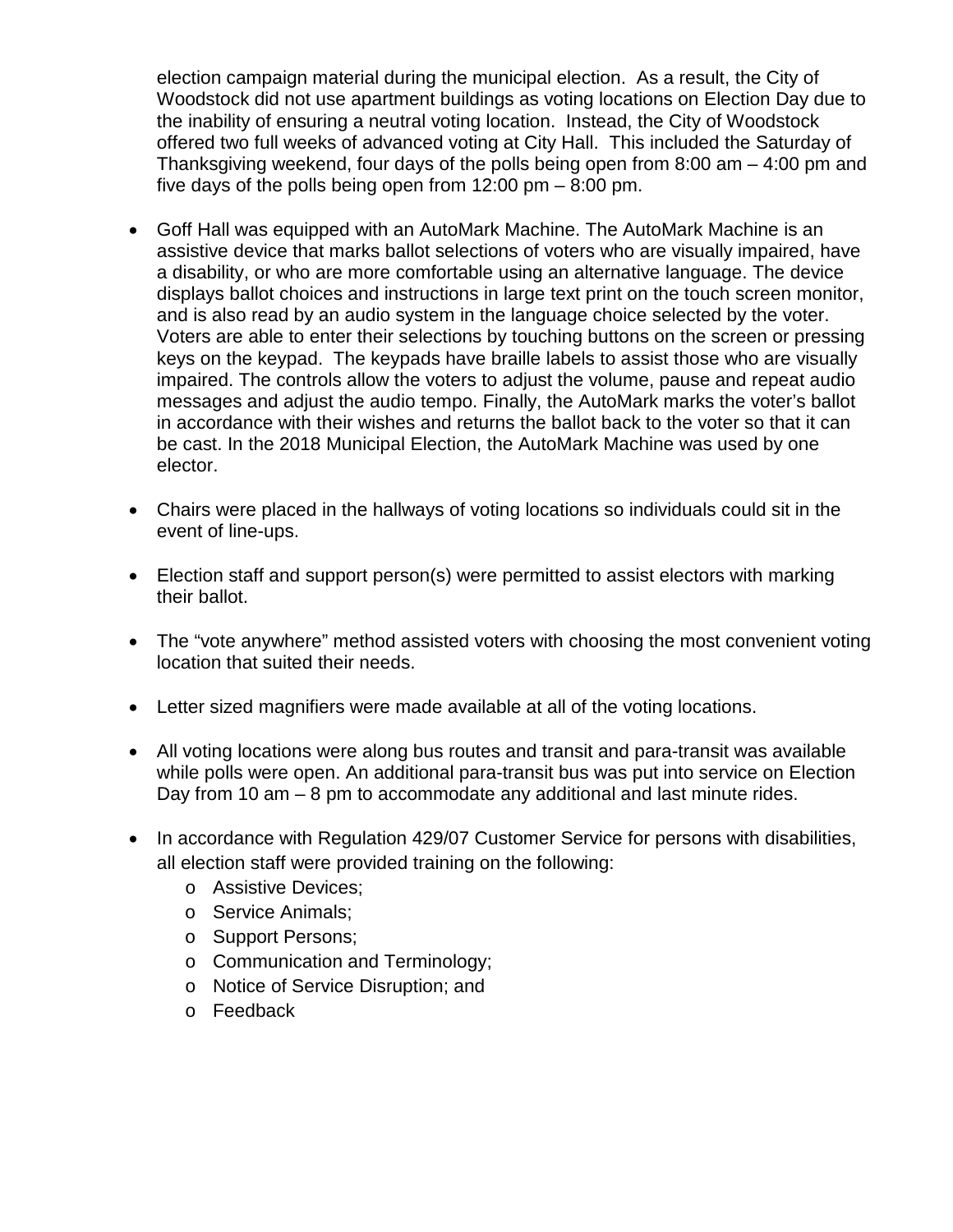election campaign material during the municipal election. As a result, the City of Woodstock did not use apartment buildings as voting locations on Election Day due to the inability of ensuring a neutral voting location. Instead, the City of Woodstock offered two full weeks of advanced voting at City Hall. This included the Saturday of Thanksgiving weekend, four days of the polls being open from 8:00 am – 4:00 pm and five days of the polls being open from 12:00 pm – 8:00 pm.

- Goff Hall was equipped with an AutoMark Machine. The AutoMark Machine is an assistive device that marks ballot selections of voters who are visually impaired, have a disability, or who are more comfortable using an alternative language. The device displays ballot choices and instructions in large text print on the touch screen monitor, and is also read by an audio system in the language choice selected by the voter. Voters are able to enter their selections by touching buttons on the screen or pressing keys on the keypad. The keypads have braille labels to assist those who are visually impaired. The controls allow the voters to adjust the volume, pause and repeat audio messages and adjust the audio tempo. Finally, the AutoMark marks the voter's ballot in accordance with their wishes and returns the ballot back to the voter so that it can be cast. In the 2018 Municipal Election, the AutoMark Machine was used by one elector.
- Chairs were placed in the hallways of voting locations so individuals could sit in the event of line-ups.
- Election staff and support person(s) were permitted to assist electors with marking their ballot.
- The "vote anywhere" method assisted voters with choosing the most convenient voting location that suited their needs.
- Letter sized magnifiers were made available at all of the voting locations.
- All voting locations were along bus routes and transit and para-transit was available while polls were open. An additional para-transit bus was put into service on Election Day from 10 am – 8 pm to accommodate any additional and last minute rides.
- In accordance with Regulation 429/07 Customer Service for persons with disabilities, all election staff were provided training on the following:
    - Assistive Devices;
    - Service Animals;
    - Support Persons;
    - Communication and Terminology;
    - Notice of Service Disruption; and
    - Feedback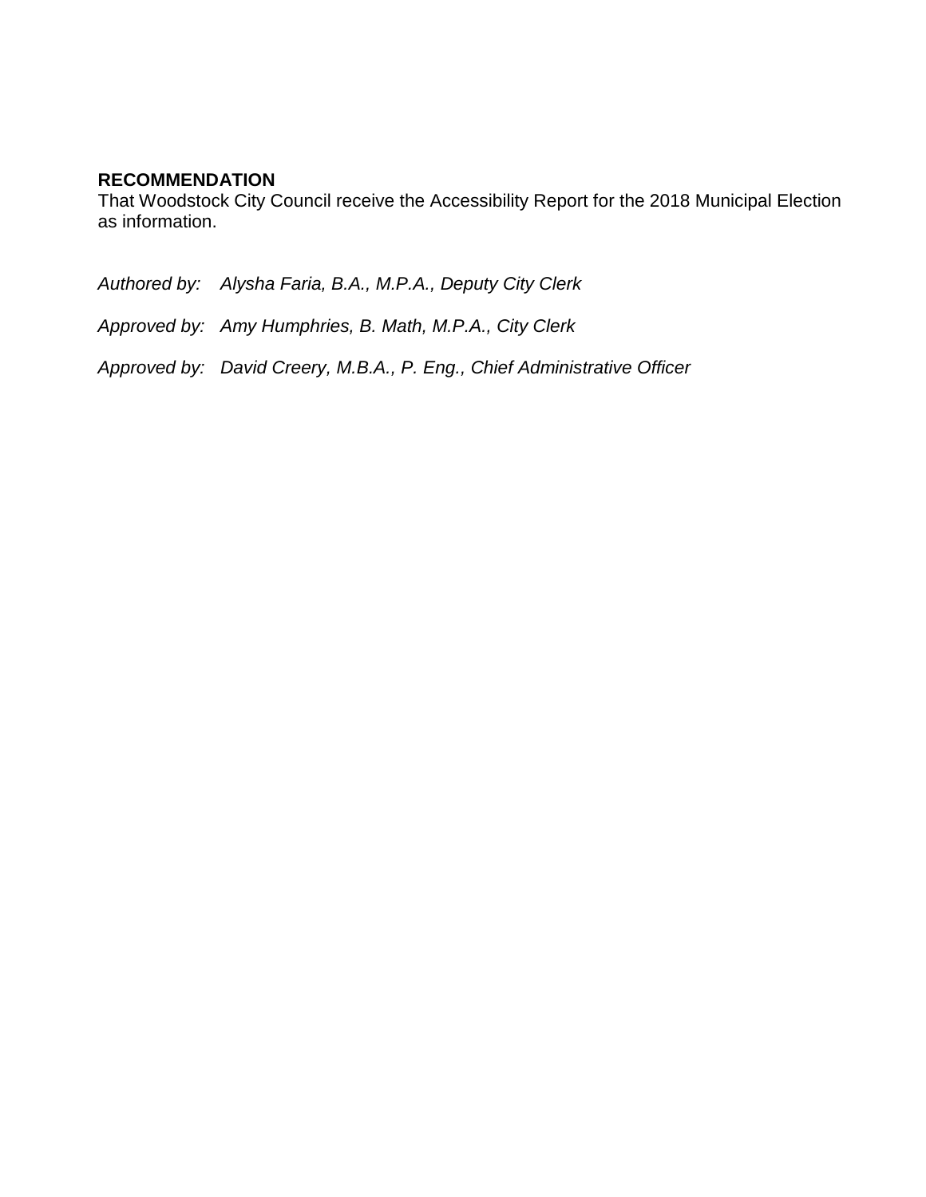**RECOMMENDATION**

That Woodstock City Council receive the Accessibility Report for the 2018 Municipal Election as information.

*Authored by: Alysha Faria, B.A., M.P.A., Deputy City Clerk*

*Approved by: Amy Humphries, B. Math, M.P.A., City Clerk*

*Approved by: David Creery, M.B.A., P. Eng., Chief Administrative Officer*